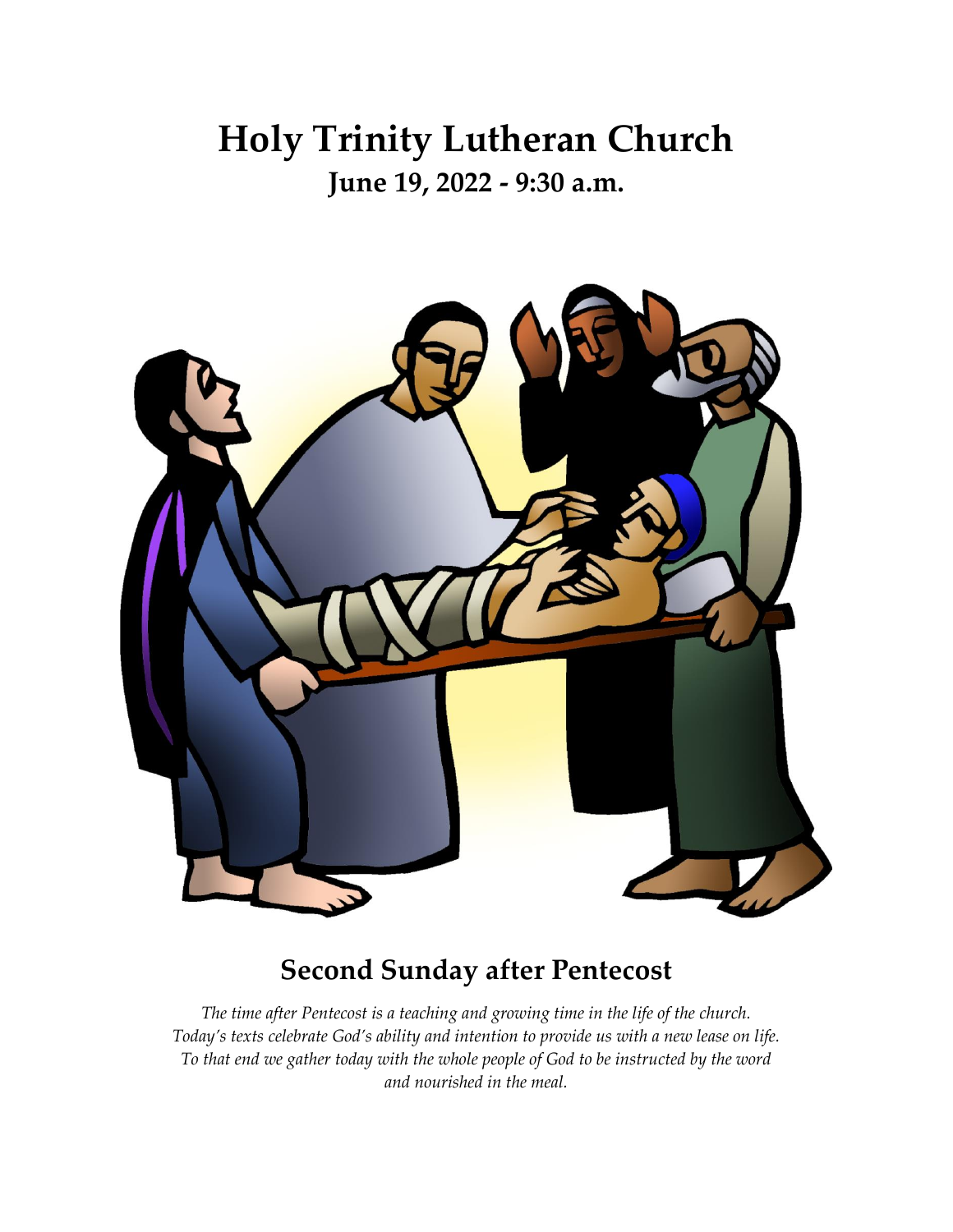# Holy Trinity Lutheran Church

## June 19, 2022 - 9:30 a.m.

## Second Sunday after Pentecost

*The time after Pentecost is a teaching and growing time in the life of the church. Today's texts celebrate God's ability and intention to provide us with a new lease on life. To that end we gather today with the whole people of God to be instructed by the word and nourished in the meal.*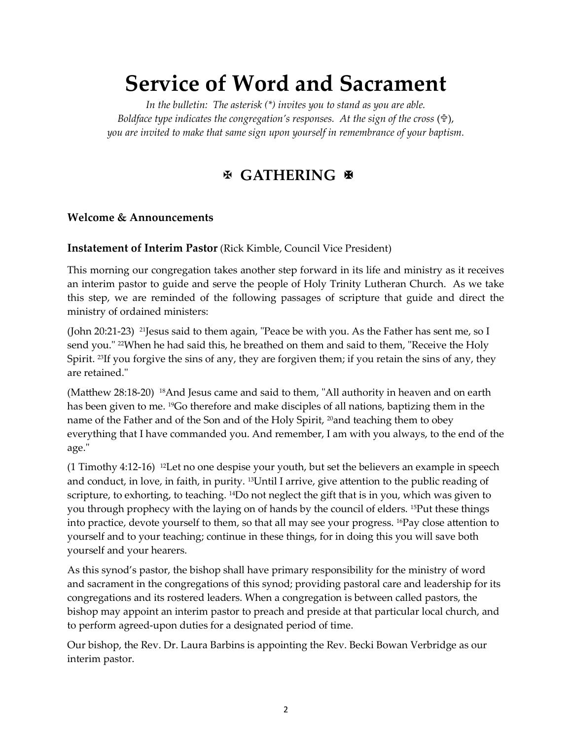# Service of Word and Sacrament

*In the bulletin: The asterisk (*) invites you to stand as you are able.*
*Boldface type indicates the congregation's responses. At the sign of the cross (☩),*
*you are invited to make that same sign upon yourself in remembrance of your baptism.*

## ✠ GATHERING ✠

### Welcome & Announcements

**Instatement of Interim Pastor** (Rick Kimble, Council Vice President)

This morning our congregation takes another step forward in its life and ministry as it receives an interim pastor to guide and serve the people of Holy Trinity Lutheran Church. As we take this step, we are reminded of the following passages of scripture that guide and direct the ministry of ordained ministers:

(John 20:21-23) [21]Jesus said to them again, "Peace be with you. As the Father has sent me, so I send you." [22]When he had said this, he breathed on them and said to them, "Receive the Holy Spirit. [23]If you forgive the sins of any, they are forgiven them; if you retain the sins of any, they are retained."

(Matthew 28:18-20) [18]And Jesus came and said to them, "All authority in heaven and on earth has been given to me. [19]Go therefore and make disciples of all nations, baptizing them in the name of the Father and of the Son and of the Holy Spirit, [20]and teaching them to obey everything that I have commanded you. And remember, I am with you always, to the end of the age."

(1 Timothy 4:12-16) [12]Let no one despise your youth, but set the believers an example in speech and conduct, in love, in faith, in purity. [13]Until I arrive, give attention to the public reading of scripture, to exhorting, to teaching. [14]Do not neglect the gift that is in you, which was given to you through prophecy with the laying on of hands by the council of elders. [15]Put these things into practice, devote yourself to them, so that all may see your progress. [16]Pay close attention to yourself and to your teaching; continue in these things, for in doing this you will save both yourself and your hearers.

As this synod's pastor, the bishop shall have primary responsibility for the ministry of word and sacrament in the congregations of this synod; providing pastoral care and leadership for its congregations and its rostered leaders. When a congregation is between called pastors, the bishop may appoint an interim pastor to preach and preside at that particular local church, and to perform agreed-upon duties for a designated period of time.

Our bishop, the Rev. Dr. Laura Barbins is appointing the Rev. Becki Bowan Verbridge as our interim pastor.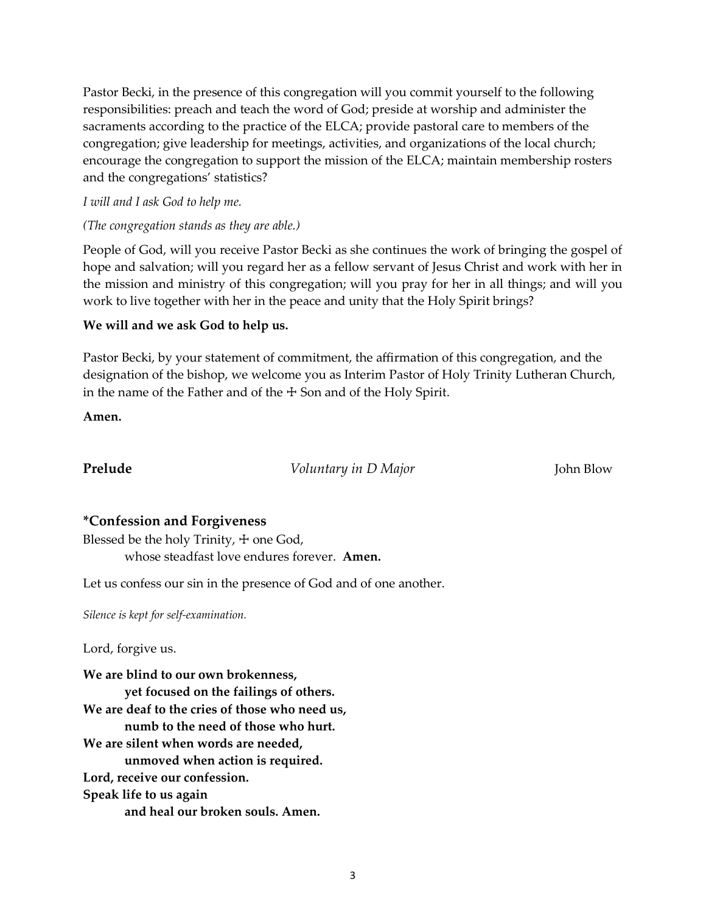Pastor Becki, in the presence of this congregation will you commit yourself to the following responsibilities: preach and teach the word of God; preside at worship and administer the sacraments according to the practice of the ELCA; provide pastoral care to members of the congregation; give leadership for meetings, activities, and organizations of the local church; encourage the congregation to support the mission of the ELCA; maintain membership rosters and the congregations' statistics?

*I will and I ask God to help me.*

*(The congregation stands as they are able.)*

People of God, will you receive Pastor Becki as she continues the work of bringing the gospel of hope and salvation; will you regard her as a fellow servant of Jesus Christ and work with her in the mission and ministry of this congregation; will you pray for her in all things; and will you work to live together with her in the peace and unity that the Holy Spirit brings?

**We will and we ask God to help us.**

Pastor Becki, by your statement of commitment, the affirmation of this congregation, and the designation of the bishop, we welcome you as Interim Pastor of Holy Trinity Lutheran Church, in the name of the Father and of the ☩ Son and of the Holy Spirit.

**Amen.**

**Prelude** *Voluntary in D Major* John Blow

### *Confession and Forgiveness

Blessed be the holy Trinity, ☩ one God,
whose steadfast love endures forever. **Amen.**

Let us confess our sin in the presence of God and of one another.

*Silence is kept for self-examination.*

Lord, forgive us.

**We are blind to our own brokenness,**
**yet focused on the failings of others.**
**We are deaf to the cries of those who need us,**
**numb to the need of those who hurt.**
**We are silent when words are needed,**
**unmoved when action is required.**
**Lord, receive our confession.**
**Speak life to us again**
**and heal our broken souls. Amen.**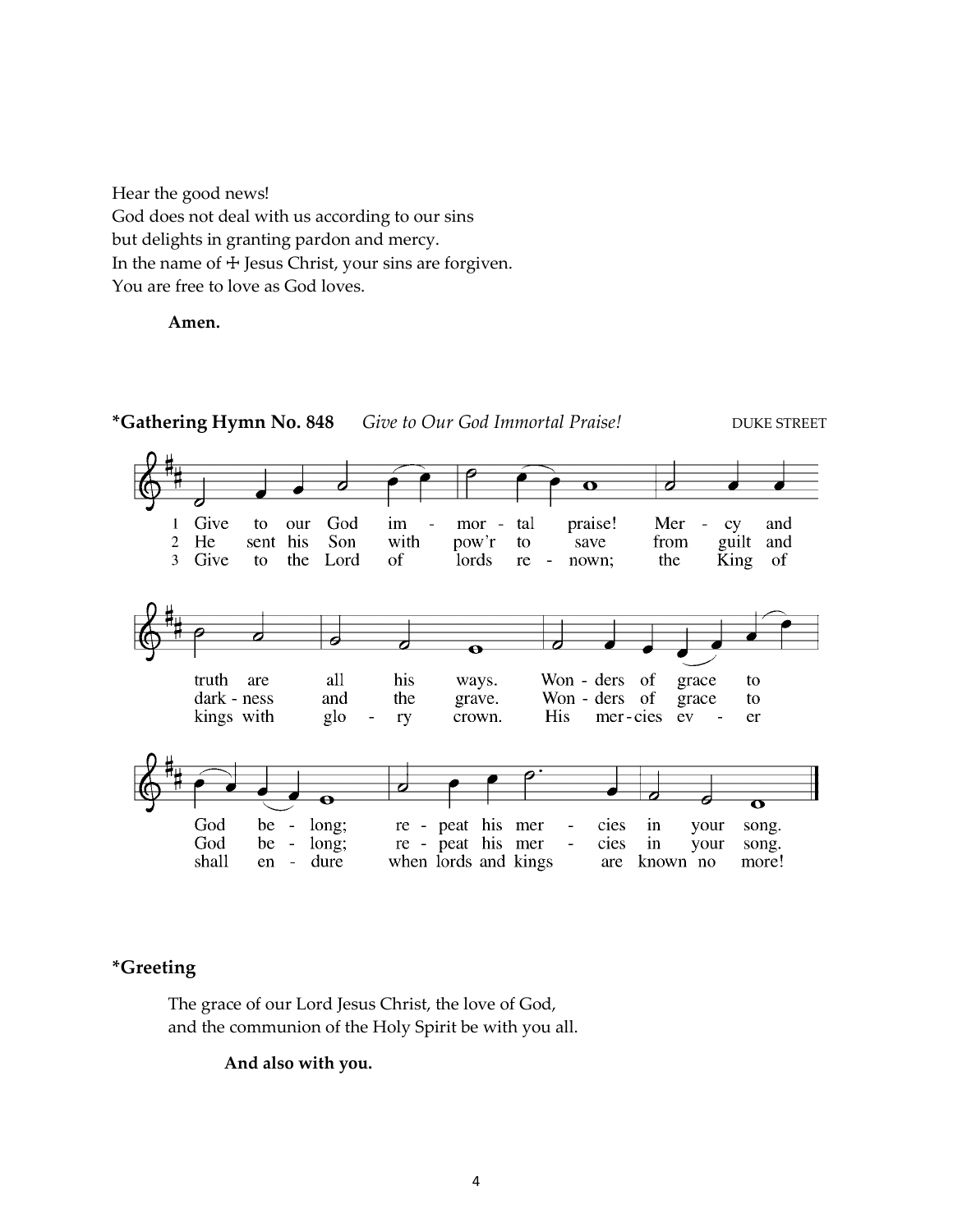Hear the good news!
God does not deal with us according to our sins
but delights in granting pardon and mercy.
In the name of ☩ Jesus Christ, your sins are forgiven.
You are free to love as God loves.

**Amen.**

**\*Gathering Hymn No. 848** *Give to Our God Immortal Praise!* DUKE STREET

1 Give to our God immortal praise! Mercy and truth are all his ways. Wonders of grace to God belong; repeat his mercies in your song.

2 He sent his Son with pow'r to save from guilt and darkness and the grave. Wonders of grace to God belong; repeat his mercies in your song.

3 Give to the Lord of lords renown; the King of kings with glory crown. His mercies ever shall endure when lords and kings are known no more!

**\*Greeting**

The grace of our Lord Jesus Christ, the love of God,
and the communion of the Holy Spirit be with you all.

**And also with you.**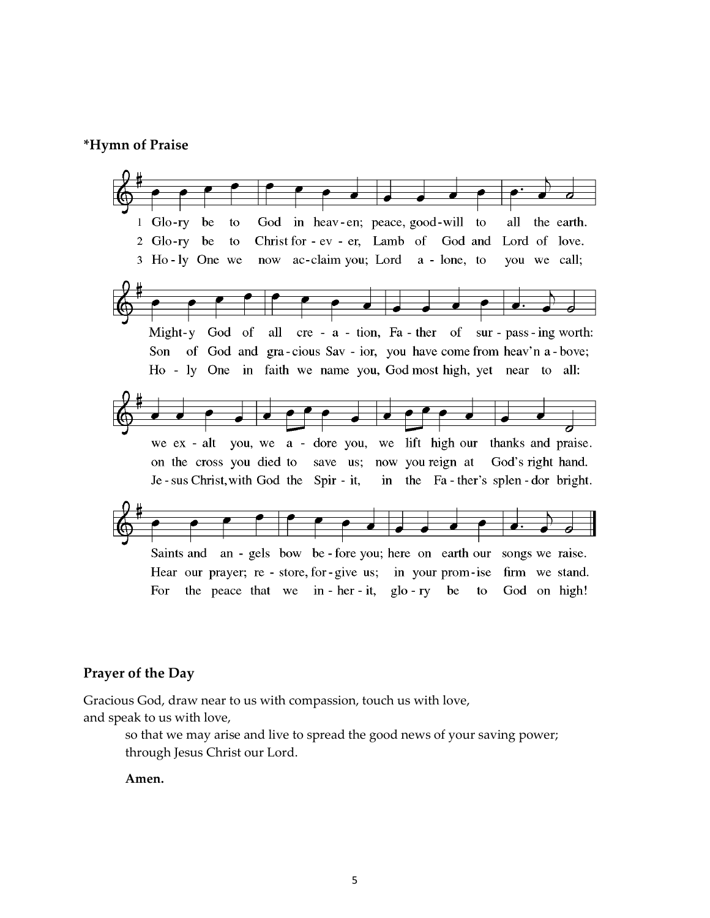**\*Hymn of Praise**

1 Glo-ry be to God in heav-en; peace, good-will to all the earth.
Might-y God of all cre-a-tion, Fa-ther of sur-pass-ing worth:
we ex-alt you, we a-dore you, we lift high our thanks and praise.
Saints and an-gels bow be-fore you; here on earth our songs we raise.

2 Glo-ry be to Christ for-ev-er, Lamb of God and Lord of love.
Son of God and gra-cious Sav-ior, you have come from heav'n a-bove;
on the cross you died to save us; now you reign at God's right hand.
Hear our prayer; re-store, for-give us; in your prom-ise firm we stand.

3 Ho-ly One we now ac-claim you; Lord a-lone, to you we call;
Ho-ly One in faith we name you, God most high, yet near to all:
Je-sus Christ, with God the Spir-it, in the Fa-ther's splen-dor bright.
For the peace that we in-her-it, glo-ry be to God on high!

## Prayer of the Day

Gracious God, draw near to us with compassion, touch us with love, and speak to us with love,

so that we may arise and live to spread the good news of your saving power; through Jesus Christ our Lord.

**Amen.**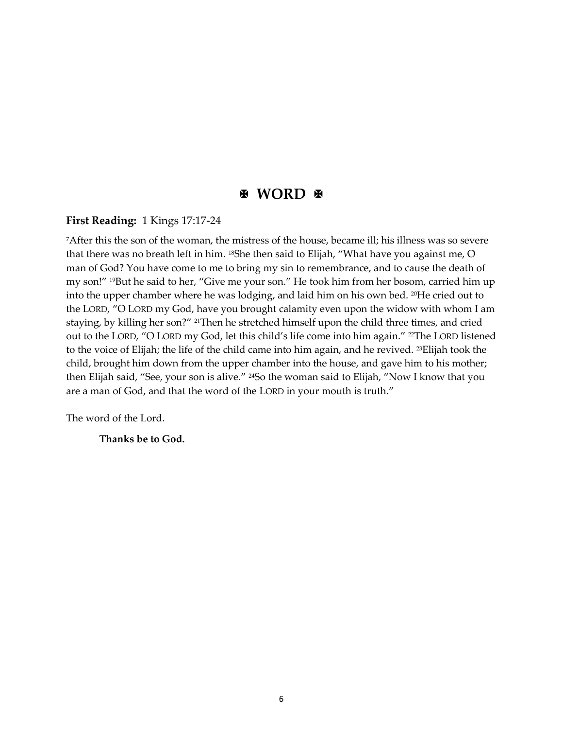## ✠ WORD ✠

**First Reading:** 1 Kings 17:17-24

[7]After this the son of the woman, the mistress of the house, became ill; his illness was so severe that there was no breath left in him. [18]She then said to Elijah, "What have you against me, O man of God? You have come to me to bring my sin to remembrance, and to cause the death of my son!" [19]But he said to her, "Give me your son." He took him from her bosom, carried him up into the upper chamber where he was lodging, and laid him on his own bed. [20]He cried out to the LORD, "O LORD my God, have you brought calamity even upon the widow with whom I am staying, by killing her son?" [21]Then he stretched himself upon the child three times, and cried out to the LORD, "O LORD my God, let this child's life come into him again." [22]The LORD listened to the voice of Elijah; the life of the child came into him again, and he revived. [23]Elijah took the child, brought him down from the upper chamber into the house, and gave him to his mother; then Elijah said, "See, your son is alive." [24]So the woman said to Elijah, "Now I know that you are a man of God, and that the word of the LORD in your mouth is truth."

The word of the Lord.

**Thanks be to God.**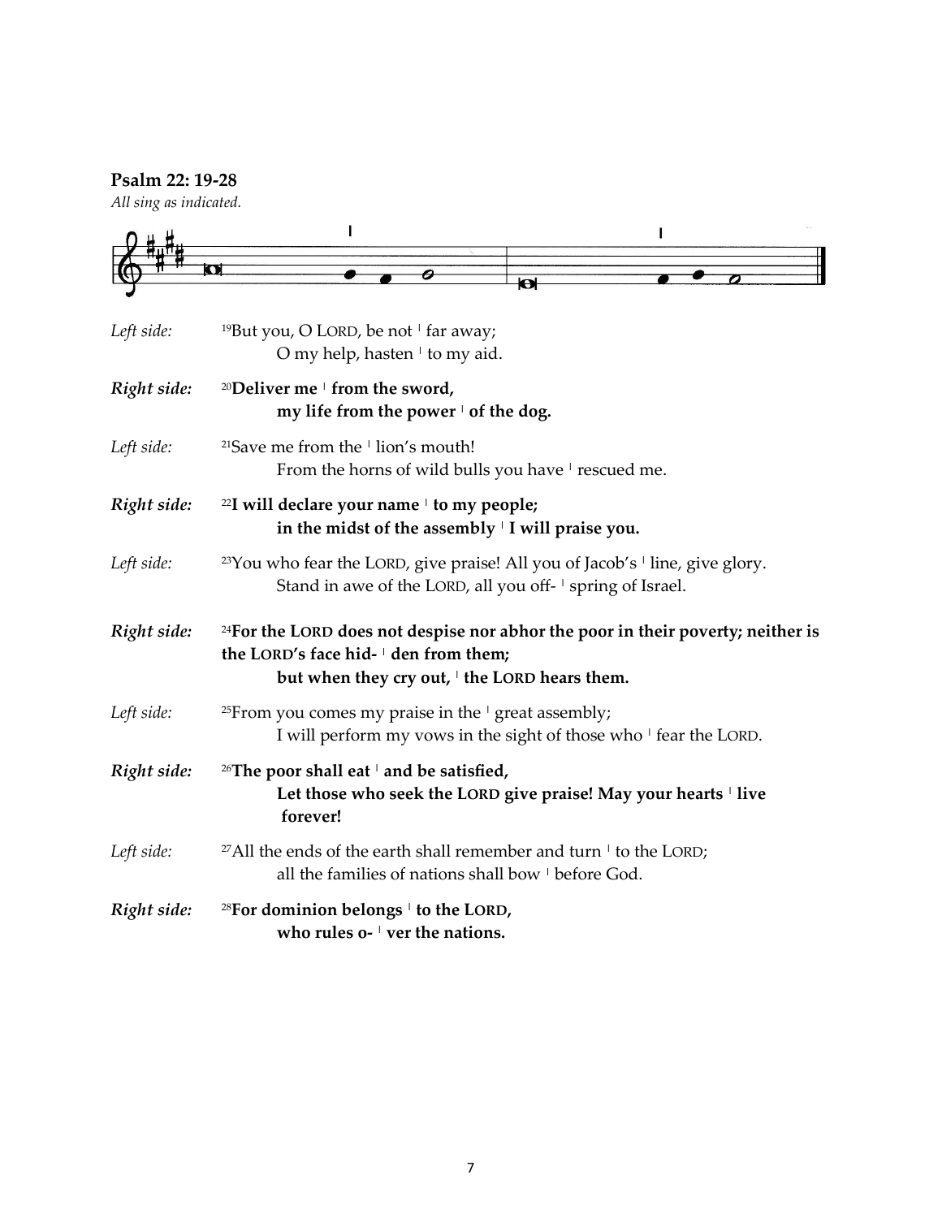**Psalm 22: 19-28**

*All sing as indicated.*

*Left side:* [19]But you, O LORD, be not ǀ far away;
O my help, hasten ǀ to my aid.

***Right side:*** **[20]Deliver me ǀ from the sword,**
**my life from the power ǀ of the dog.**

*Left side:* [21]Save me from the ǀ lion's mouth!
From the horns of wild bulls you have ǀ rescued me.

***Right side:*** **[22]I will declare your name ǀ to my people;**
**in the midst of the assembly ǀ I will praise you.**

*Left side:* [23]You who fear the LORD, give praise! All you of Jacob's ǀ line, give glory.
Stand in awe of the LORD, all you off- ǀ spring of Israel.

***Right side:*** **[24]For the LORD does not despise nor abhor the poor in their poverty; neither is the LORD's face hid- ǀ den from them;**
**but when they cry out, ǀ the LORD hears them.**

*Left side:* [25]From you comes my praise in the ǀ great assembly;
I will perform my vows in the sight of those who ǀ fear the LORD.

***Right side:*** **[26]The poor shall eat ǀ and be satisfied,**
**Let those who seek the LORD give praise! May your hearts ǀ live forever!**

*Left side:* [27]All the ends of the earth shall remember and turn ǀ to the LORD;
all the families of nations shall bow ǀ before God.

***Right side:*** **[28]For dominion belongs ǀ to the LORD,**
**who rules o- ǀ ver the nations.**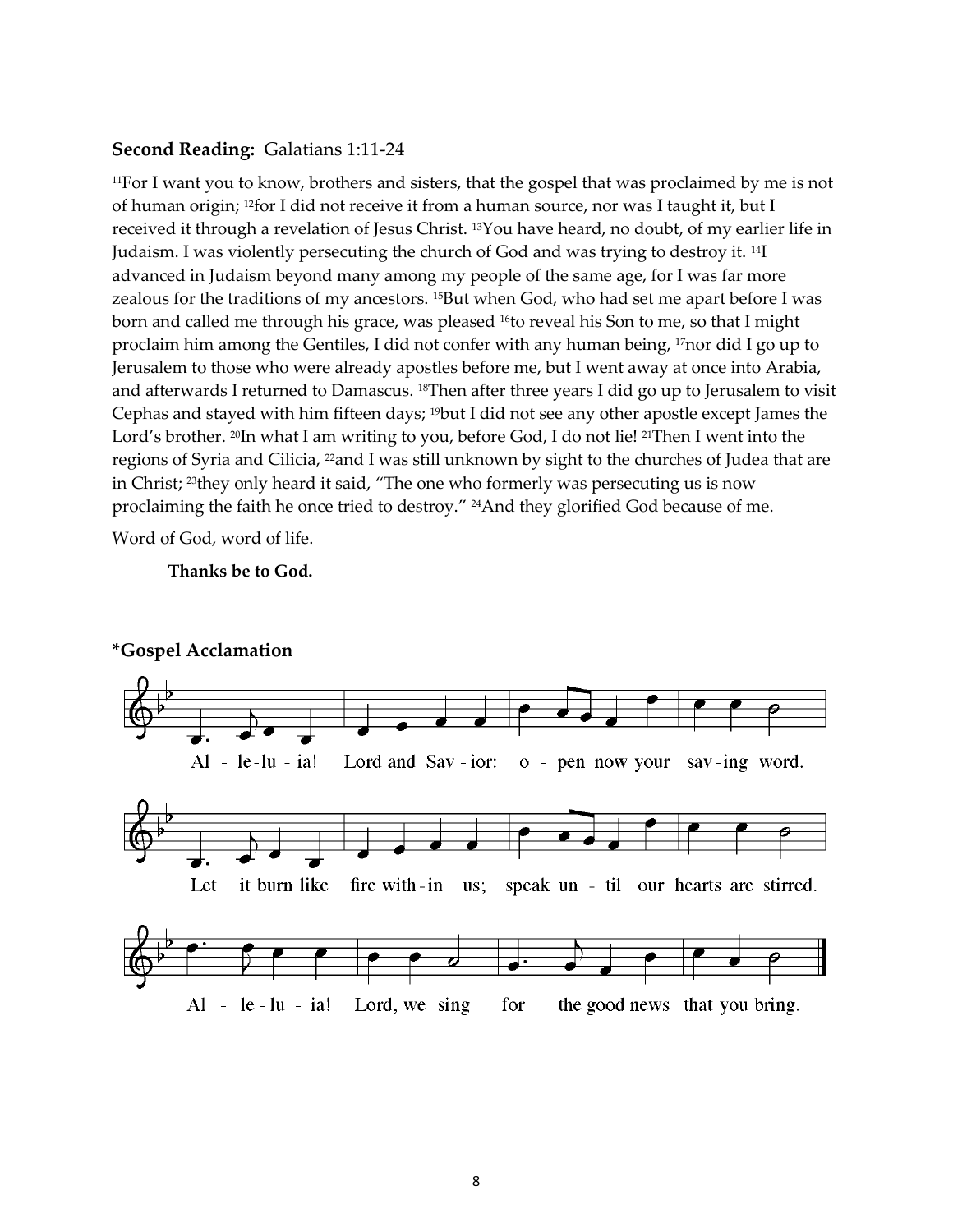**Second Reading:** Galatians 1:11-24

[11]For I want you to know, brothers and sisters, that the gospel that was proclaimed by me is not of human origin; [12]for I did not receive it from a human source, nor was I taught it, but I received it through a revelation of Jesus Christ. [13]You have heard, no doubt, of my earlier life in Judaism. I was violently persecuting the church of God and was trying to destroy it. [14]I advanced in Judaism beyond many among my people of the same age, for I was far more zealous for the traditions of my ancestors. [15]But when God, who had set me apart before I was born and called me through his grace, was pleased [16]to reveal his Son to me, so that I might proclaim him among the Gentiles, I did not confer with any human being, [17]nor did I go up to Jerusalem to those who were already apostles before me, but I went away at once into Arabia, and afterwards I returned to Damascus. [18]Then after three years I did go up to Jerusalem to visit Cephas and stayed with him fifteen days; [19]but I did not see any other apostle except James the Lord's brother. [20]In what I am writing to you, before God, I do not lie! [21]Then I went into the regions of Syria and Cilicia, [22]and I was still unknown by sight to the churches of Judea that are in Christ; [23]they only heard it said, "The one who formerly was persecuting us is now proclaiming the faith he once tried to destroy." [24]And they glorified God because of me.

Word of God, word of life.

**Thanks be to God.**

**\*Gospel Acclamation**

Al - le-lu - ia! Lord and Sav - ior: o - pen now your sav-ing word.

Let it burn like fire with-in us; speak un - til our hearts are stirred.

Al - le - lu - ia! Lord, we sing for the good news that you bring.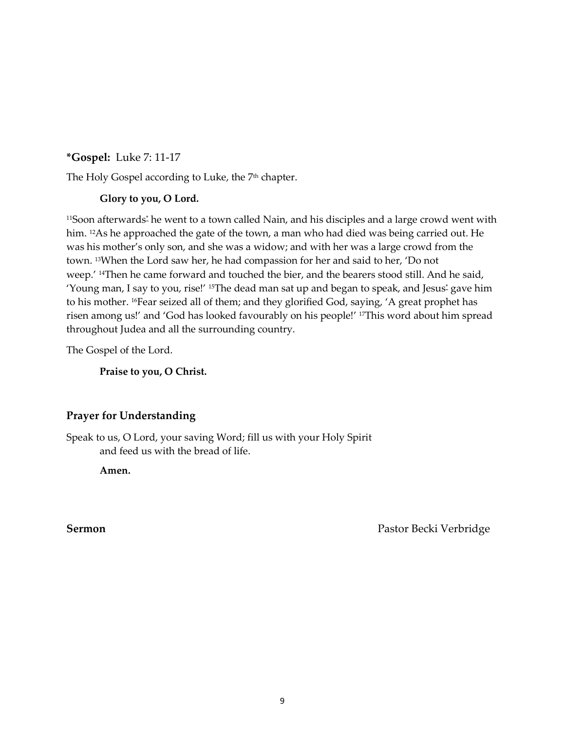**\*Gospel:** Luke 7: 11-17

The Holy Gospel according to Luke, the 7th chapter.

**Glory to you, O Lord.**

11Soon afterwards* he went to a town called Nain, and his disciples and a large crowd went with him. 12As he approached the gate of the town, a man who had died was being carried out. He was his mother's only son, and she was a widow; and with her was a large crowd from the town. 13When the Lord saw her, he had compassion for her and said to her, 'Do not weep.' 14Then he came forward and touched the bier, and the bearers stood still. And he said, 'Young man, I say to you, rise!' 15The dead man sat up and began to speak, and Jesus* gave him to his mother. 16Fear seized all of them; and they glorified God, saying, 'A great prophet has risen among us!' and 'God has looked favourably on his people!' 17This word about him spread throughout Judea and all the surrounding country.

The Gospel of the Lord.

**Praise to you, O Christ.**

## Prayer for Understanding

Speak to us, O Lord, your saving Word; fill us with your Holy Spirit
and feed us with the bread of life.

**Amen.**

**Sermon** Pastor Becki Verbridge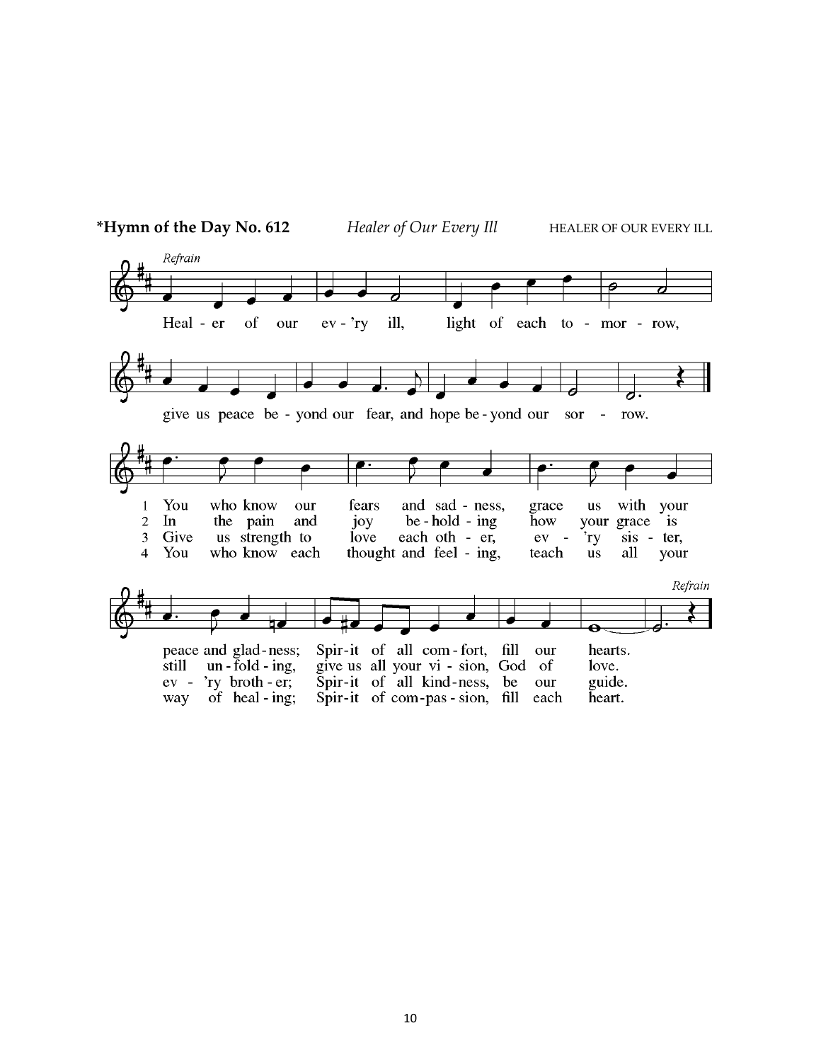**\*Hymn of the Day No. 612** *Healer of Our Every Ill* HEALER OF OUR EVERY ILL

*Refrain*

Heal - er of our ev - 'ry ill, light of each to - mor - row,
give us peace be - yond our fear, and hope be - yond our sor - row.

1 You who know our fears and sad - ness, grace us with your peace and glad - ness; Spir - it of all com - fort, fill our hearts.

2 In the pain and joy be - hold - ing how your grace is still un - fold - ing, give us all your vi - sion, God of love.

3 Give us strength to love each oth - er, ev - 'ry sis - ter, ev - 'ry broth - er; Spir - it of all kind - ness, be our guide.

4 You who know each thought and feel - ing, teach us all your way of heal - ing; Spir - it of com - pas - sion, fill each heart.

*Refrain*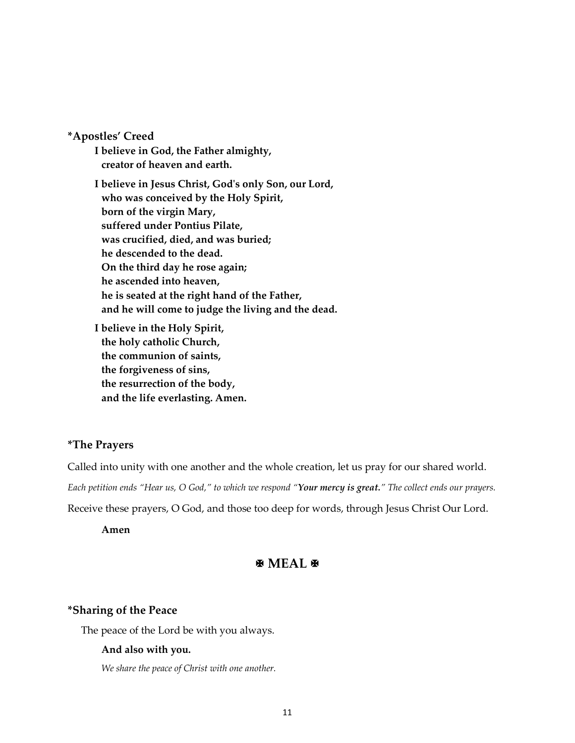**\*Apostles' Creed**

**I believe in God, the Father almighty,**
**creator of heaven and earth.**

**I believe in Jesus Christ, God's only Son, our Lord,**
**who was conceived by the Holy Spirit,**
**born of the virgin Mary,**
**suffered under Pontius Pilate,**
**was crucified, died, and was buried;**
**he descended to the dead.**
**On the third day he rose again;**
**he ascended into heaven,**
**he is seated at the right hand of the Father,**
**and he will come to judge the living and the dead.**

**I believe in the Holy Spirit,**
**the holy catholic Church,**
**the communion of saints,**
**the forgiveness of sins,**
**the resurrection of the body,**
**and the life everlasting. Amen.**

**\*The Prayers**

Called into unity with one another and the whole creation, let us pray for our shared world.

*Each petition ends "Hear us, O God," to which we respond "**Your mercy is great.**" The collect ends our prayers.*

Receive these prayers, O God, and those too deep for words, through Jesus Christ Our Lord.

**Amen**

## ✠ MEAL ✠

**\*Sharing of the Peace**

The peace of the Lord be with you always.

**And also with you.**

*We share the peace of Christ with one another.*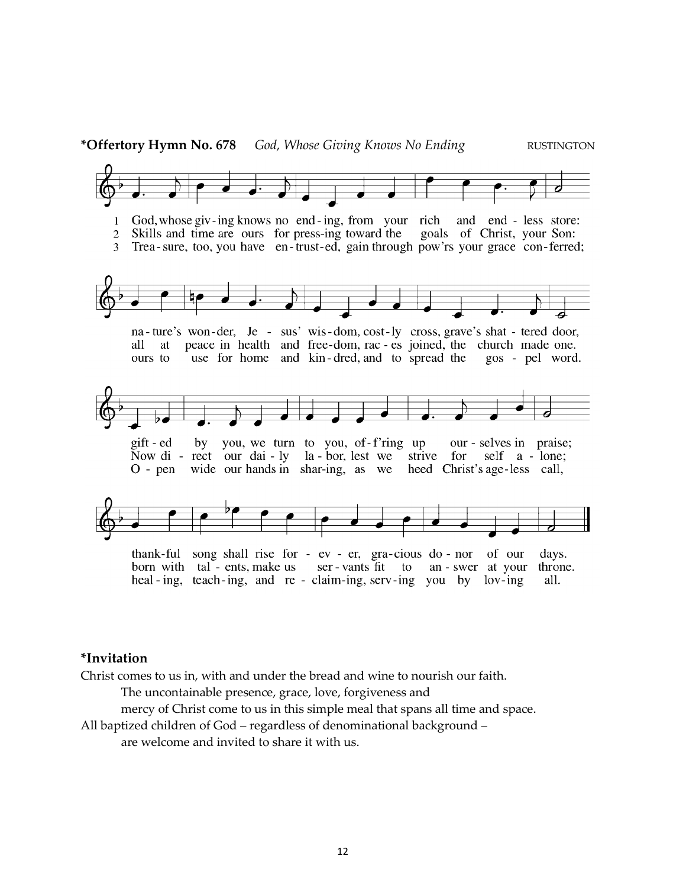**\*Offertory Hymn No. 678** *God, Whose Giving Knows No Ending* RUSTINGTON

1 God, whose giv-ing knows no end-ing, from your rich and end-less store: na-ture's won-der, Je-sus' wis-dom, cost-ly cross, grave's shat-tered door, gift-ed by you, we turn to you, of-f'ring up our-selves in praise; thank-ful song shall rise for-ev-er, gra-cious do-nor of our days.

2 Skills and time are ours for press-ing toward the goals of Christ, your Son: all at peace in health and free-dom, rac-es joined, the church made one. Now di-rect our dai-ly la-bor, lest we strive for self a-lone; born with tal-ents, make us ser-vants fit to an-swer at your throne.

3 Trea-sure, too, you have en-trust-ed, gain through pow'rs your grace con-ferred; ours to use for home and kin-dred, and to spread the gos-pel word. O-pen wide our hands in shar-ing, as we heed Christ's age-less call, heal-ing, teach-ing, and re-claim-ing, serv-ing you by lov-ing all.

**\*Invitation**

Christ comes to us in, with and under the bread and wine to nourish our faith.

The uncontainable presence, grace, love, forgiveness and mercy of Christ come to us in this simple meal that spans all time and space.

All baptized children of God – regardless of denominational background – are welcome and invited to share it with us.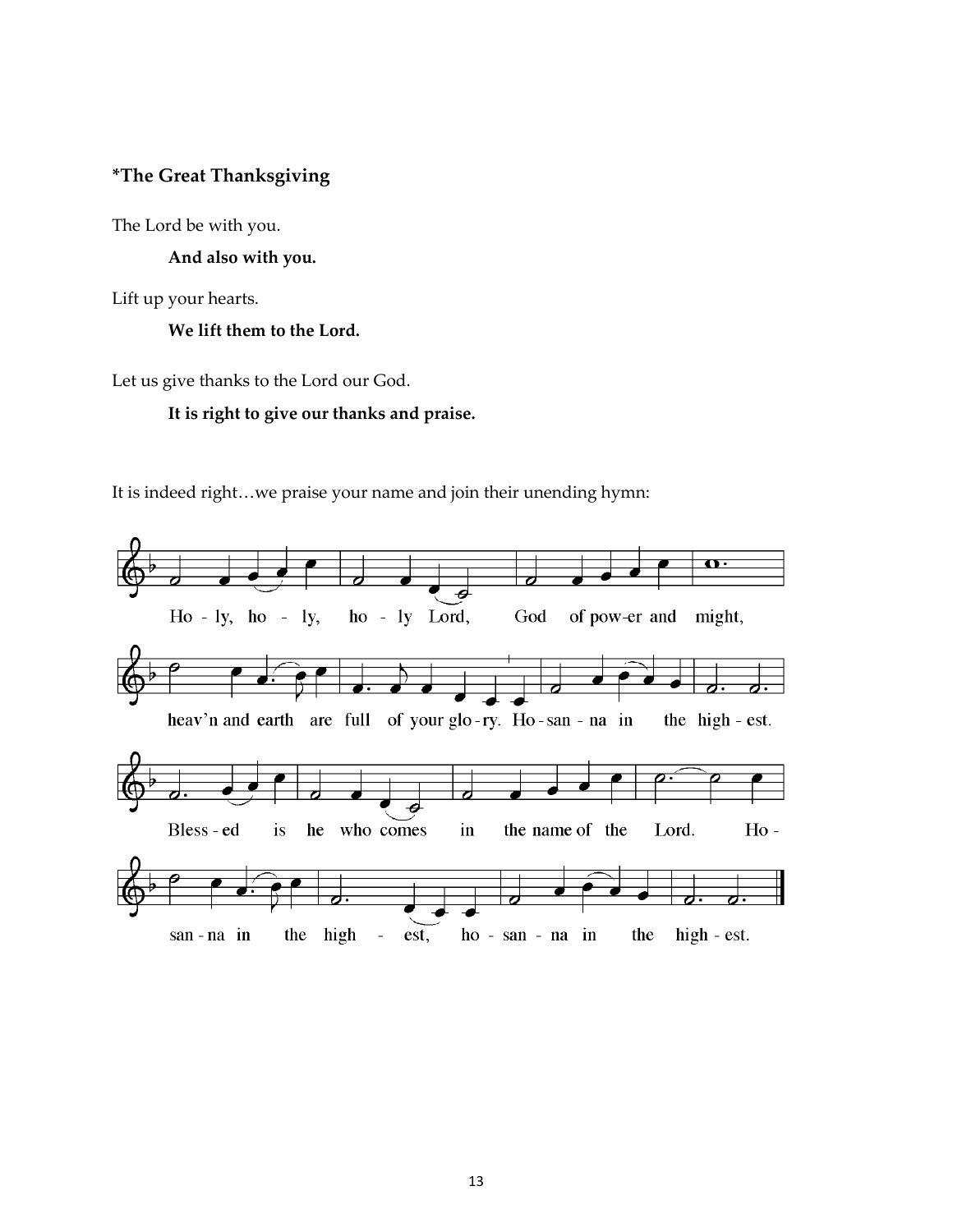### *The Great Thanksgiving

The Lord be with you.

**And also with you.**

Lift up your hearts.

**We lift them to the Lord.**

Let us give thanks to the Lord our God.

**It is right to give our thanks and praise.**

It is indeed right…we praise your name and join their unending hymn:

Ho - ly, ho - ly, ho - ly Lord, God of pow-er and might,

heav'n and earth are full of your glo - ry. Ho - san - na in the high - est.

Bless - ed is he who comes in the name of the Lord. Ho -

san - na in the high - est, ho - san - na in the high - est.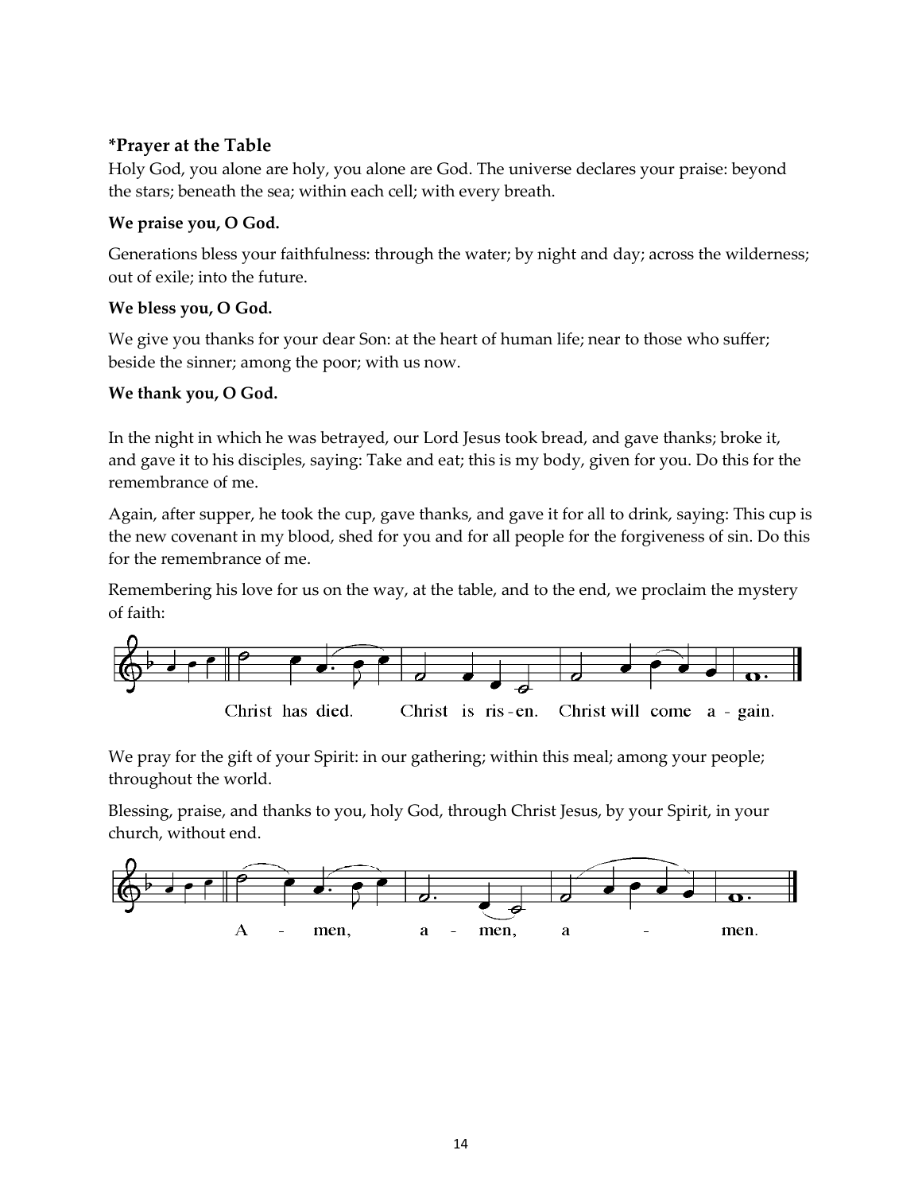### *Prayer at the Table

Holy God, you alone are holy, you alone are God. The universe declares your praise: beyond the stars; beneath the sea; within each cell; with every breath.

**We praise you, O God.**

Generations bless your faithfulness: through the water; by night and day; across the wilderness; out of exile; into the future.

**We bless you, O God.**

We give you thanks for your dear Son: at the heart of human life; near to those who suffer; beside the sinner; among the poor; with us now.

**We thank you, O God.**

In the night in which he was betrayed, our Lord Jesus took bread, and gave thanks; broke it, and gave it to his disciples, saying: Take and eat; this is my body, given for you. Do this for the remembrance of me.

Again, after supper, he took the cup, gave thanks, and gave it for all to drink, saying: This cup is the new covenant in my blood, shed for you and for all people for the forgiveness of sin. Do this for the remembrance of me.

Remembering his love for us on the way, at the table, and to the end, we proclaim the mystery of faith:

Christ has died. Christ is ris - en. Christ will come a - gain.

We pray for the gift of your Spirit: in our gathering; within this meal; among your people; throughout the world.

Blessing, praise, and thanks to you, holy God, through Christ Jesus, by your Spirit, in your church, without end.

A - men, a - men, a - men.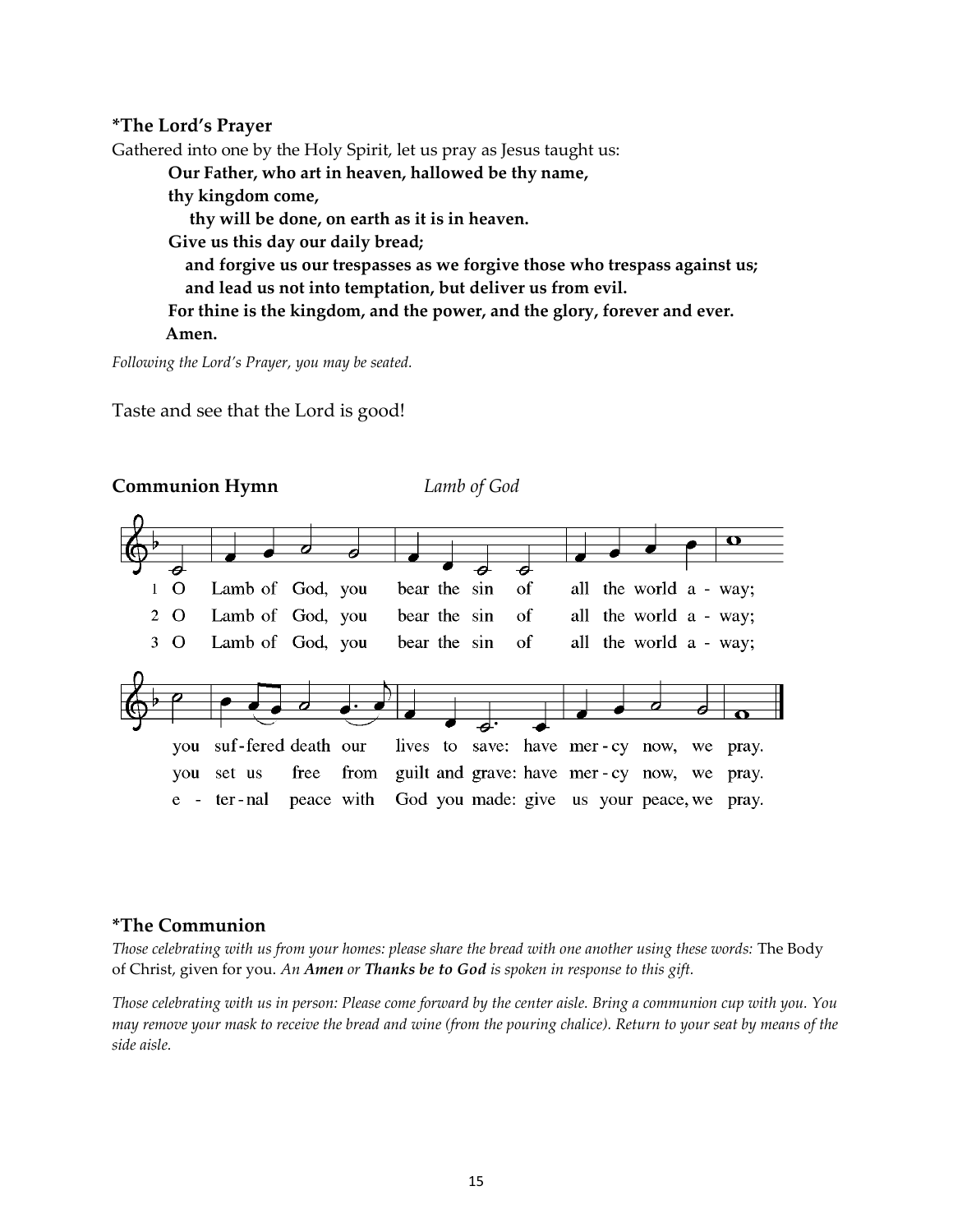**\*The Lord's Prayer**

Gathered into one by the Holy Spirit, let us pray as Jesus taught us:

> **Our Father, who art in heaven, hallowed be thy name,**
> **thy kingdom come,**
> **thy will be done, on earth as it is in heaven.**
> **Give us this day our daily bread;**
> **and forgive us our trespasses as we forgive those who trespass against us;**
> **and lead us not into temptation, but deliver us from evil.**
> **For thine is the kingdom, and the power, and the glory, forever and ever.**
> **Amen.**

*Following the Lord's Prayer, you may be seated.*

Taste and see that the Lord is good!

**Communion Hymn** *Lamb of God*

1 O Lamb of God, you bear the sin of all the world a - way; you suf - fered death our lives to save: have mer - cy now, we pray.

2 O Lamb of God, you bear the sin of all the world a - way; you set us free from guilt and grave: have mer - cy now, we pray.

3 O Lamb of God, you bear the sin of all the world a - way; e - ter - nal peace with God you made: give us your peace, we pray.

**\*The Communion**

*Those celebrating with us from your homes: please share the bread with one another using these words:* The Body of Christ, given for you. *An **Amen** or **Thanks be to God** is spoken in response to this gift.*

*Those celebrating with us in person: Please come forward by the center aisle. Bring a communion cup with you. You may remove your mask to receive the bread and wine (from the pouring chalice). Return to your seat by means of the side aisle.*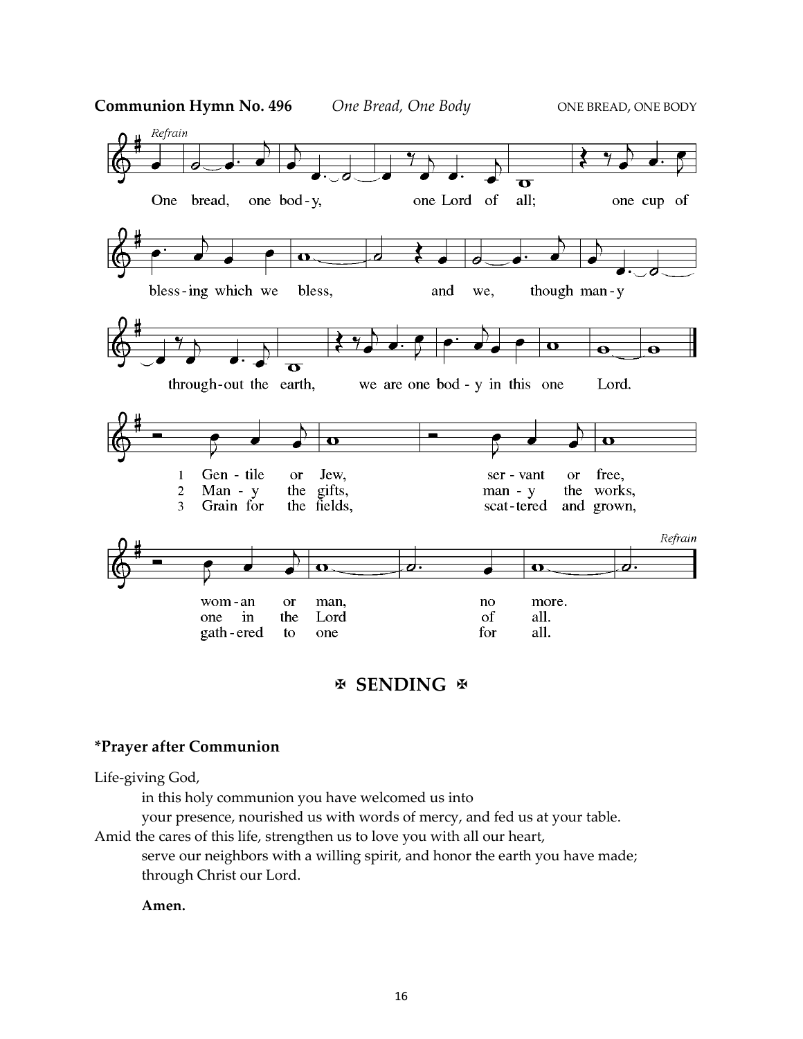**Communion Hymn No. 496** *One Bread, One Body* ONE BREAD, ONE BODY

*Refrain*

One bread, one body, one Lord of all; one cup of blessing which we bless, and we, though many throughout the earth, we are one body in this one Lord.

1 Gentile or Jew, servant or free, woman or man, no more.
2 Many the gifts, many the works, one in the Lord of all.
3 Grain for the fields, scattered and grown, gathered to one for all.

*Refrain*

## ✠ SENDING ✠

**\*Prayer after Communion**

Life-giving God,
in this holy communion you have welcomed us into
your presence, nourished us with words of mercy, and fed us at your table.
Amid the cares of this life, strengthen us to love you with all our heart,
serve our neighbors with a willing spirit, and honor the earth you have made;
through Christ our Lord.

**Amen.**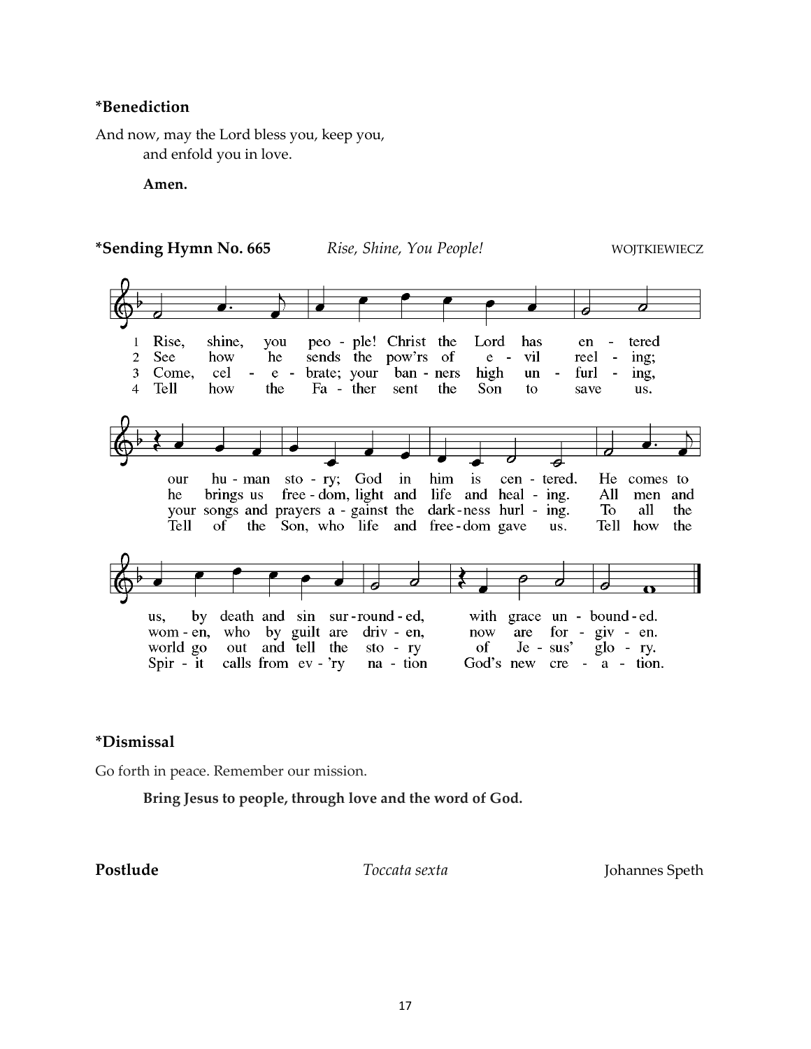**\*Benediction**

And now, may the Lord bless you, keep you,
and enfold you in love.

**Amen.**

**\*Sending Hymn No. 665** *Rise, Shine, You People!* WOJTKIEWIECZ

1 Rise, shine, you people! Christ the Lord has entered our human story; God in him is centered. He comes to us, by death and sin surrounded, with grace unbounded.

2 See how he sends the pow'rs of evil reeling; he brings us freedom, light and life and healing. All men and women, who by guilt are driven, now are forgiven.

3 Come, celebrate; your banners high unfurling, your songs and prayers against the darkness hurling. To all the world go out and tell the story of Jesus' glory.

4 Tell how the Father sent the Son to save us. Tell of the Son, who life and freedom gave us. Tell how the Spirit calls from ev'ry nation God's new creation.

**\*Dismissal**

Go forth in peace. Remember our mission.

**Bring Jesus to people, through love and the word of God.**

**Postlude** *Toccata sexta* Johannes Speth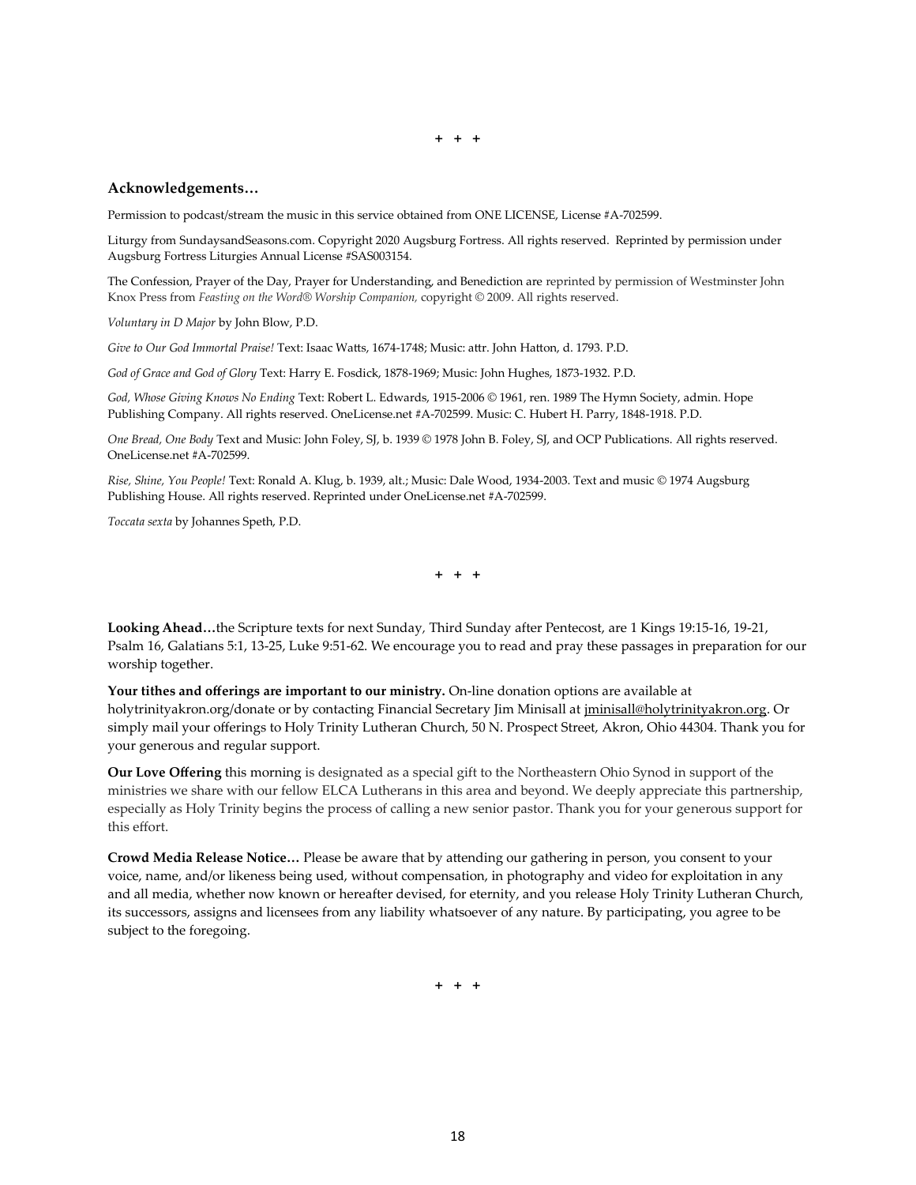\+ + +

**Acknowledgements…**

Permission to podcast/stream the music in this service obtained from ONE LICENSE, License #A-702599.

Liturgy from SundaysandSeasons.com. Copyright 2020 Augsburg Fortress. All rights reserved. Reprinted by permission under Augsburg Fortress Liturgies Annual License #SAS003154.

The Confession, Prayer of the Day, Prayer for Understanding, and Benediction are reprinted by permission of Westminster John Knox Press from *Feasting on the Word® Worship Companion,* copyright © 2009. All rights reserved.

*Voluntary in D Major* by John Blow, P.D.

*Give to Our God Immortal Praise!* Text: Isaac Watts, 1674-1748; Music: attr. John Hatton, d. 1793. P.D.

*God of Grace and God of Glory* Text: Harry E. Fosdick, 1878-1969; Music: John Hughes, 1873-1932. P.D.

*God, Whose Giving Knows No Ending* Text: Robert L. Edwards, 1915-2006 © 1961, ren. 1989 The Hymn Society, admin. Hope Publishing Company. All rights reserved. OneLicense.net #A-702599. Music: C. Hubert H. Parry, 1848-1918. P.D.

*One Bread, One Body* Text and Music: John Foley, SJ, b. 1939 © 1978 John B. Foley, SJ, and OCP Publications. All rights reserved. OneLicense.net #A-702599.

*Rise, Shine, You People!* Text: Ronald A. Klug, b. 1939, alt.; Music: Dale Wood, 1934-2003. Text and music © 1974 Augsburg Publishing House. All rights reserved. Reprinted under OneLicense.net #A-702599.

*Toccata sexta* by Johannes Speth, P.D.

\+ + +

**Looking Ahead…**the Scripture texts for next Sunday, Third Sunday after Pentecost, are 1 Kings 19:15-16, 19-21, Psalm 16, Galatians 5:1, 13-25, Luke 9:51-62. We encourage you to read and pray these passages in preparation for our worship together.

**Your tithes and offerings are important to our ministry.** On-line donation options are available at holytrinityakron.org/donate or by contacting Financial Secretary Jim Minisall at jminisall@holytrinityakron.org. Or simply mail your offerings to Holy Trinity Lutheran Church, 50 N. Prospect Street, Akron, Ohio 44304. Thank you for your generous and regular support.

**Our Love Offering** this morning is designated as a special gift to the Northeastern Ohio Synod in support of the ministries we share with our fellow ELCA Lutherans in this area and beyond. We deeply appreciate this partnership, especially as Holy Trinity begins the process of calling a new senior pastor. Thank you for your generous support for this effort.

**Crowd Media Release Notice…** Please be aware that by attending our gathering in person, you consent to your voice, name, and/or likeness being used, without compensation, in photography and video for exploitation in any and all media, whether now known or hereafter devised, for eternity, and you release Holy Trinity Lutheran Church, its successors, assigns and licensees from any liability whatsoever of any nature. By participating, you agree to be subject to the foregoing.

\+ + +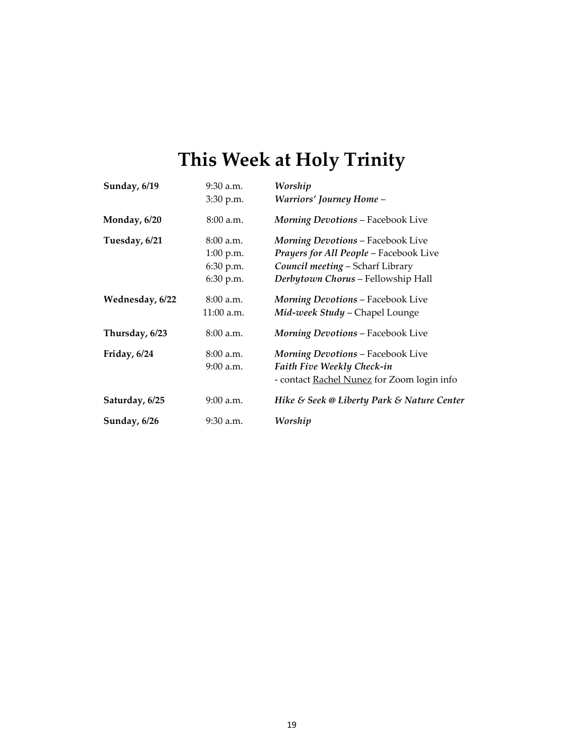# This Week at Holy Trinity

| | | |
|---|---|---|
| **Sunday, 6/19** | 9:30 a.m. | ***Worship*** |
| | 3:30 p.m. | ***Warriors' Journey Home*** – |
| **Monday, 6/20** | 8:00 a.m. | ***Morning Devotions*** – Facebook Live |
| **Tuesday, 6/21** | 8:00 a.m. | ***Morning Devotions*** – Facebook Live |
| | 1:00 p.m. | ***Prayers for All People*** – Facebook Live |
| | 6:30 p.m. | ***Council meeting*** – Scharf Library |
| | 6:30 p.m. | ***Derbytown Chorus*** – Fellowship Hall |
| **Wednesday, 6/22** | 8:00 a.m. | ***Morning Devotions*** – Facebook Live |
| | 11:00 a.m. | ***Mid-week Study*** – Chapel Lounge |
| **Thursday, 6/23** | 8:00 a.m. | ***Morning Devotions*** – Facebook Live |
| **Friday, 6/24** | 8:00 a.m. | ***Morning Devotions*** – Facebook Live |
| | 9:00 a.m. | ***Faith Five Weekly Check-in*** |
| | | - contact Rachel Nunez for Zoom login info |
| **Saturday, 6/25** | 9:00 a.m. | ***Hike & Seek @ Liberty Park & Nature Center*** |
| **Sunday, 6/26** | 9:30 a.m. | ***Worship*** |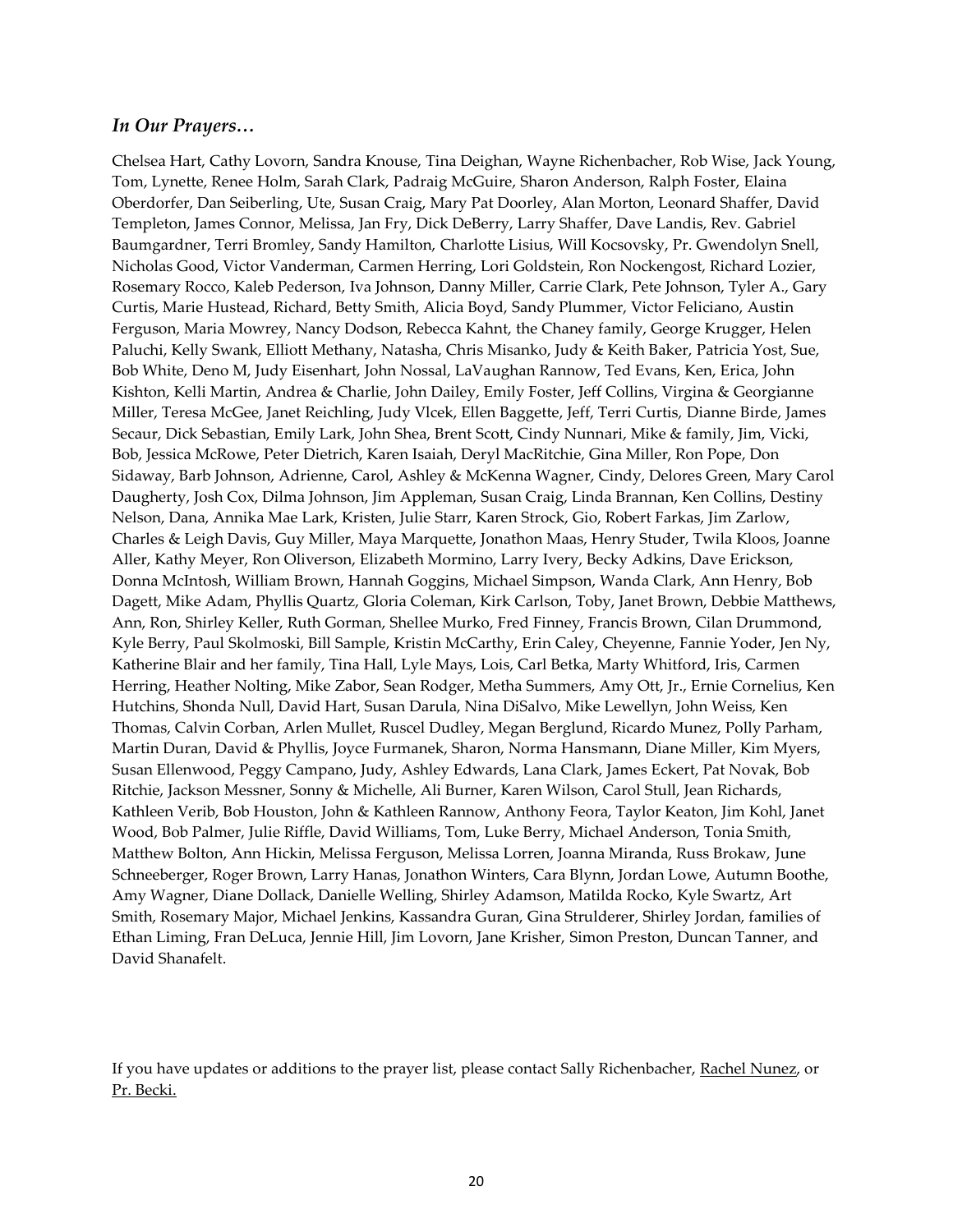### *In Our Prayers…*

Chelsea Hart, Cathy Lovorn, Sandra Knouse, Tina Deighan, Wayne Richenbacher, Rob Wise, Jack Young, Tom, Lynette, Renee Holm, Sarah Clark, Padraig McGuire, Sharon Anderson, Ralph Foster, Elaina Oberdorfer, Dan Seiberling, Ute, Susan Craig, Mary Pat Doorley, Alan Morton, Leonard Shaffer, David Templeton, James Connor, Melissa, Jan Fry, Dick DeBerry, Larry Shaffer, Dave Landis, Rev. Gabriel Baumgardner, Terri Bromley, Sandy Hamilton, Charlotte Lisius, Will Kocsovsky, Pr. Gwendolyn Snell, Nicholas Good, Victor Vanderman, Carmen Herring, Lori Goldstein, Ron Nockengost, Richard Lozier, Rosemary Rocco, Kaleb Pederson, Iva Johnson, Danny Miller, Carrie Clark, Pete Johnson, Tyler A., Gary Curtis, Marie Hustead, Richard, Betty Smith, Alicia Boyd, Sandy Plummer, Victor Feliciano, Austin Ferguson, Maria Mowrey, Nancy Dodson, Rebecca Kahnt, the Chaney family, George Krugger, Helen Paluchi, Kelly Swank, Elliott Methany, Natasha, Chris Misanko, Judy & Keith Baker, Patricia Yost, Sue, Bob White, Deno M, Judy Eisenhart, John Nossal, LaVaughan Rannow, Ted Evans, Ken, Erica, John Kishton, Kelli Martin, Andrea & Charlie, John Dailey, Emily Foster, Jeff Collins, Virgina & Georgianne Miller, Teresa McGee, Janet Reichling, Judy Vlcek, Ellen Baggette, Jeff, Terri Curtis, Dianne Birde, James Secaur, Dick Sebastian, Emily Lark, John Shea, Brent Scott, Cindy Nunnari, Mike & family, Jim, Vicki, Bob, Jessica McRowe, Peter Dietrich, Karen Isaiah, Deryl MacRitchie, Gina Miller, Ron Pope, Don Sidaway, Barb Johnson, Adrienne, Carol, Ashley & McKenna Wagner, Cindy, Delores Green, Mary Carol Daugherty, Josh Cox, Dilma Johnson, Jim Appleman, Susan Craig, Linda Brannan, Ken Collins, Destiny Nelson, Dana, Annika Mae Lark, Kristen, Julie Starr, Karen Strock, Gio, Robert Farkas, Jim Zarlow, Charles & Leigh Davis, Guy Miller, Maya Marquette, Jonathon Maas, Henry Studer, Twila Kloos, Joanne Aller, Kathy Meyer, Ron Oliverson, Elizabeth Mormino, Larry Ivery, Becky Adkins, Dave Erickson, Donna McIntosh, William Brown, Hannah Goggins, Michael Simpson, Wanda Clark, Ann Henry, Bob Dagett, Mike Adam, Phyllis Quartz, Gloria Coleman, Kirk Carlson, Toby, Janet Brown, Debbie Matthews, Ann, Ron, Shirley Keller, Ruth Gorman, Shellee Murko, Fred Finney, Francis Brown, Cilan Drummond, Kyle Berry, Paul Skolmoski, Bill Sample, Kristin McCarthy, Erin Caley, Cheyenne, Fannie Yoder, Jen Ny, Katherine Blair and her family, Tina Hall, Lyle Mays, Lois, Carl Betka, Marty Whitford, Iris, Carmen Herring, Heather Nolting, Mike Zabor, Sean Rodger, Metha Summers, Amy Ott, Jr., Ernie Cornelius, Ken Hutchins, Shonda Null, David Hart, Susan Darula, Nina DiSalvo, Mike Lewellyn, John Weiss, Ken Thomas, Calvin Corban, Arlen Mullet, Ruscel Dudley, Megan Berglund, Ricardo Munez, Polly Parham, Martin Duran, David & Phyllis, Joyce Furmanek, Sharon, Norma Hansmann, Diane Miller, Kim Myers, Susan Ellenwood, Peggy Campano, Judy, Ashley Edwards, Lana Clark, James Eckert, Pat Novak, Bob Ritchie, Jackson Messner, Sonny & Michelle, Ali Burner, Karen Wilson, Carol Stull, Jean Richards, Kathleen Verib, Bob Houston, John & Kathleen Rannow, Anthony Feora, Taylor Keaton, Jim Kohl, Janet Wood, Bob Palmer, Julie Riffle, David Williams, Tom, Luke Berry, Michael Anderson, Tonia Smith, Matthew Bolton, Ann Hickin, Melissa Ferguson, Melissa Lorren, Joanna Miranda, Russ Brokaw, June Schneeberger, Roger Brown, Larry Hanas, Jonathon Winters, Cara Blynn, Jordan Lowe, Autumn Boothe, Amy Wagner, Diane Dollack, Danielle Welling, Shirley Adamson, Matilda Rocko, Kyle Swartz, Art Smith, Rosemary Major, Michael Jenkins, Kassandra Guran, Gina Strulderer, Shirley Jordan, families of Ethan Liming, Fran DeLuca, Jennie Hill, Jim Lovorn, Jane Krisher, Simon Preston, Duncan Tanner, and David Shanafelt.

If you have updates or additions to the prayer list, please contact Sally Richenbacher, Rachel Nunez, or Pr. Becki.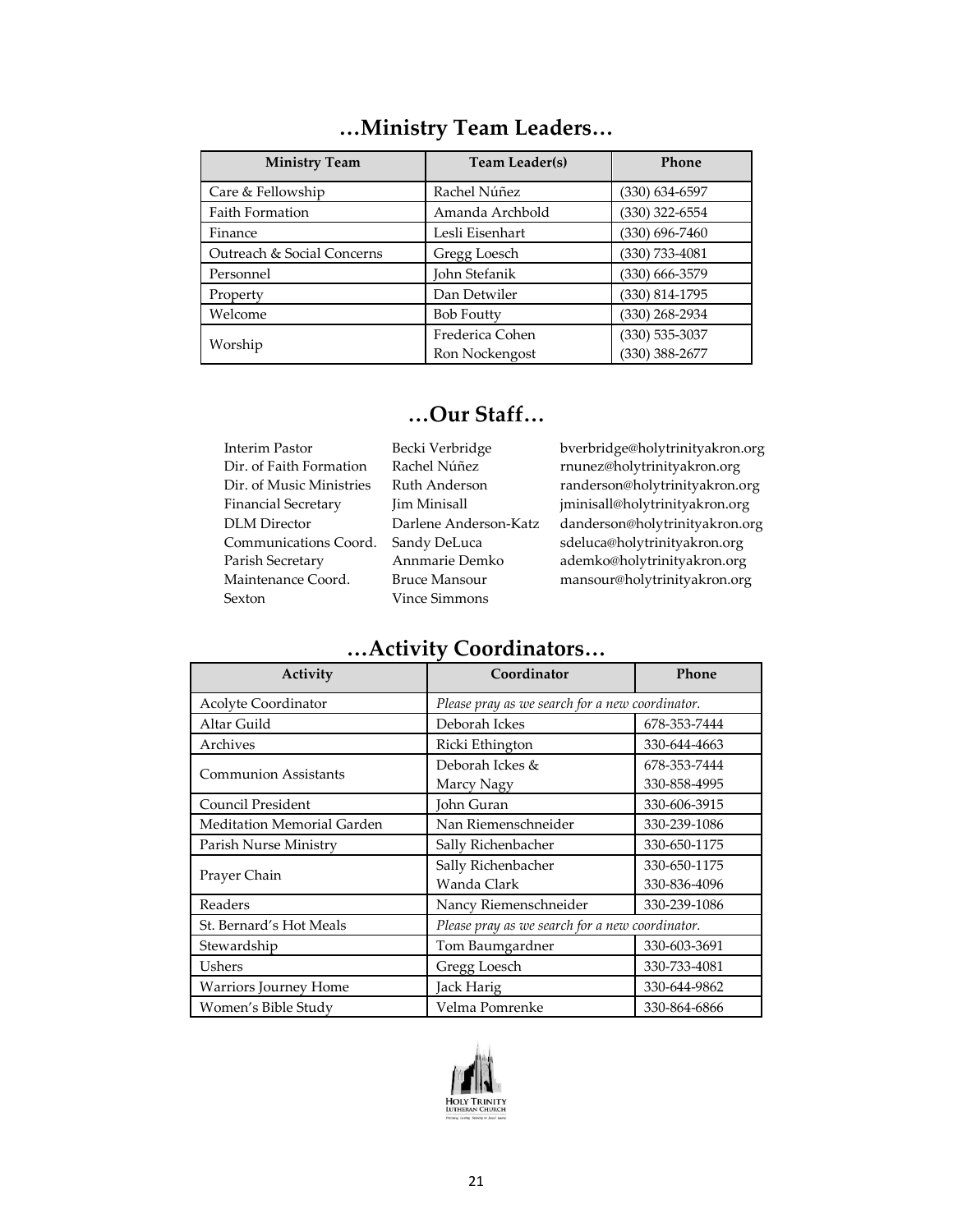## …Ministry Team Leaders…

| Ministry Team | Team Leader(s) | Phone |
|---|---|---|
| Care & Fellowship | Rachel Núñez | (330) 634-6597 |
| Faith Formation | Amanda Archbold | (330) 322-6554 |
| Finance | Lesli Eisenhart | (330) 696-7460 |
| Outreach & Social Concerns | Gregg Loesch | (330) 733-4081 |
| Personnel | John Stefanik | (330) 666-3579 |
| Property | Dan Detwiler | (330) 814-1795 |
| Welcome | Bob Foutty | (330) 268-2934 |
| Worship | Frederica Cohen<br>Ron Nockengost | (330) 535-3037<br>(330) 388-2677 |

## …Our Staff…

| | | |
|---|---|---|
| Interim Pastor | Becki Verbridge | bverbridge@holytrinityakron.org |
| Dir. of Faith Formation | Rachel Núñez | rnunez@holytrinityakron.org |
| Dir. of Music Ministries | Ruth Anderson | randerson@holytrinityakron.org |
| Financial Secretary | Jim Minisall | jminisall@holytrinityakron.org |
| DLM Director | Darlene Anderson-Katz | danderson@holytrinityakron.org |
| Communications Coord. | Sandy DeLuca | sdeluca@holytrinityakron.org |
| Parish Secretary | Annmarie Demko | ademko@holytrinityakron.org |
| Maintenance Coord. | Bruce Mansour | mansour@holytrinityakron.org |
| Sexton | Vince Simmons | |

## …Activity Coordinators…

| Activity | Coordinator | Phone |
|---|---|---|
| Acolyte Coordinator | *Please pray as we search for a new coordinator.* | |
| Altar Guild | Deborah Ickes | 678-353-7444 |
| Archives | Ricki Ethington | 330-644-4663 |
| Communion Assistants | Deborah Ickes &<br>Marcy Nagy | 678-353-7444<br>330-858-4995 |
| Council President | John Guran | 330-606-3915 |
| Meditation Memorial Garden | Nan Riemenschneider | 330-239-1086 |
| Parish Nurse Ministry | Sally Richenbacher | 330-650-1175 |
| Prayer Chain | Sally Richenbacher<br>Wanda Clark | 330-650-1175<br>330-836-4096 |
| Readers | Nancy Riemenschneider | 330-239-1086 |
| St. Bernard's Hot Meals | *Please pray as we search for a new coordinator.* | |
| Stewardship | Tom Baumgardner | 330-603-3691 |
| Ushers | Gregg Loesch | 330-733-4081 |
| Warriors Journey Home | Jack Harig | 330-644-9862 |
| Women's Bible Study | Velma Pomrenke | 330-864-6866 |

HOLY TRINITY LUTHERAN CHURCH